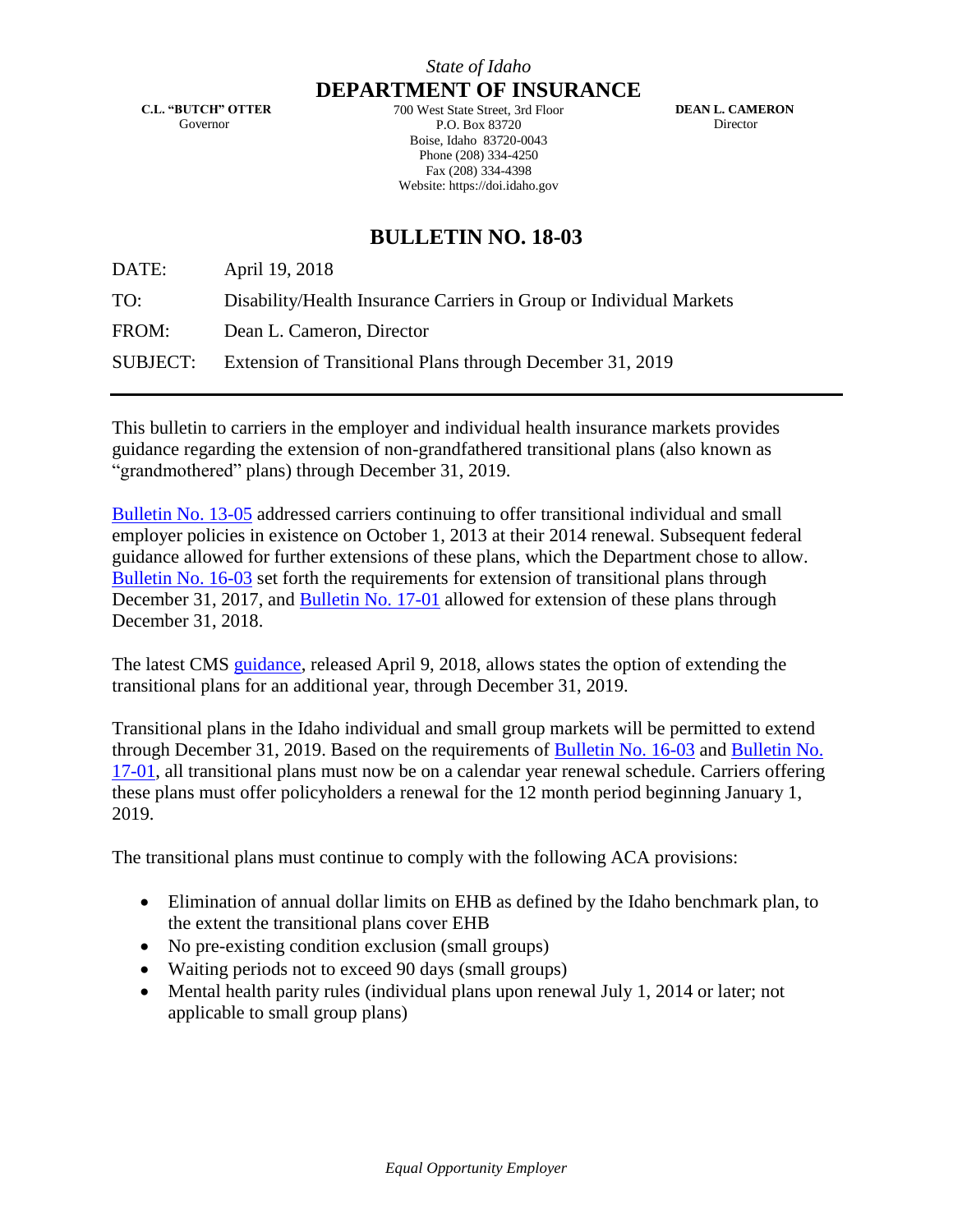*State of Idaho*

**DEPARTMENT OF INSURANCE**

**C.L. "BUTCH" OTTER**
Governor

700 West State Street, 3rd Floor
P.O. Box 83720
Boise, Idaho 83720-0043
Phone (208) 334-4250
Fax (208) 334-4398
Website: https://doi.idaho.gov

**DEAN L. CAMERON**
Director

## BULLETIN NO. 18-03

DATE: April 19, 2018

TO: Disability/Health Insurance Carriers in Group or Individual Markets

FROM: Dean L. Cameron, Director

SUBJECT: Extension of Transitional Plans through December 31, 2019

---

This bulletin to carriers in the employer and individual health insurance markets provides guidance regarding the extension of non-grandfathered transitional plans (also known as "grandmothered" plans) through December 31, 2019.

Bulletin No. 13-05 addressed carriers continuing to offer transitional individual and small employer policies in existence on October 1, 2013 at their 2014 renewal. Subsequent federal guidance allowed for further extensions of these plans, which the Department chose to allow. Bulletin No. 16-03 set forth the requirements for extension of transitional plans through December 31, 2017, and Bulletin No. 17-01 allowed for extension of these plans through December 31, 2018.

The latest CMS guidance, released April 9, 2018, allows states the option of extending the transitional plans for an additional year, through December 31, 2019.

Transitional plans in the Idaho individual and small group markets will be permitted to extend through December 31, 2019. Based on the requirements of Bulletin No. 16-03 and Bulletin No. 17-01, all transitional plans must now be on a calendar year renewal schedule. Carriers offering these plans must offer policyholders a renewal for the 12 month period beginning January 1, 2019.

The transitional plans must continue to comply with the following ACA provisions:

- Elimination of annual dollar limits on EHB as defined by the Idaho benchmark plan, to the extent the transitional plans cover EHB
- No pre-existing condition exclusion (small groups)
- Waiting periods not to exceed 90 days (small groups)
- Mental health parity rules (individual plans upon renewal July 1, 2014 or later; not applicable to small group plans)

*Equal Opportunity Employer*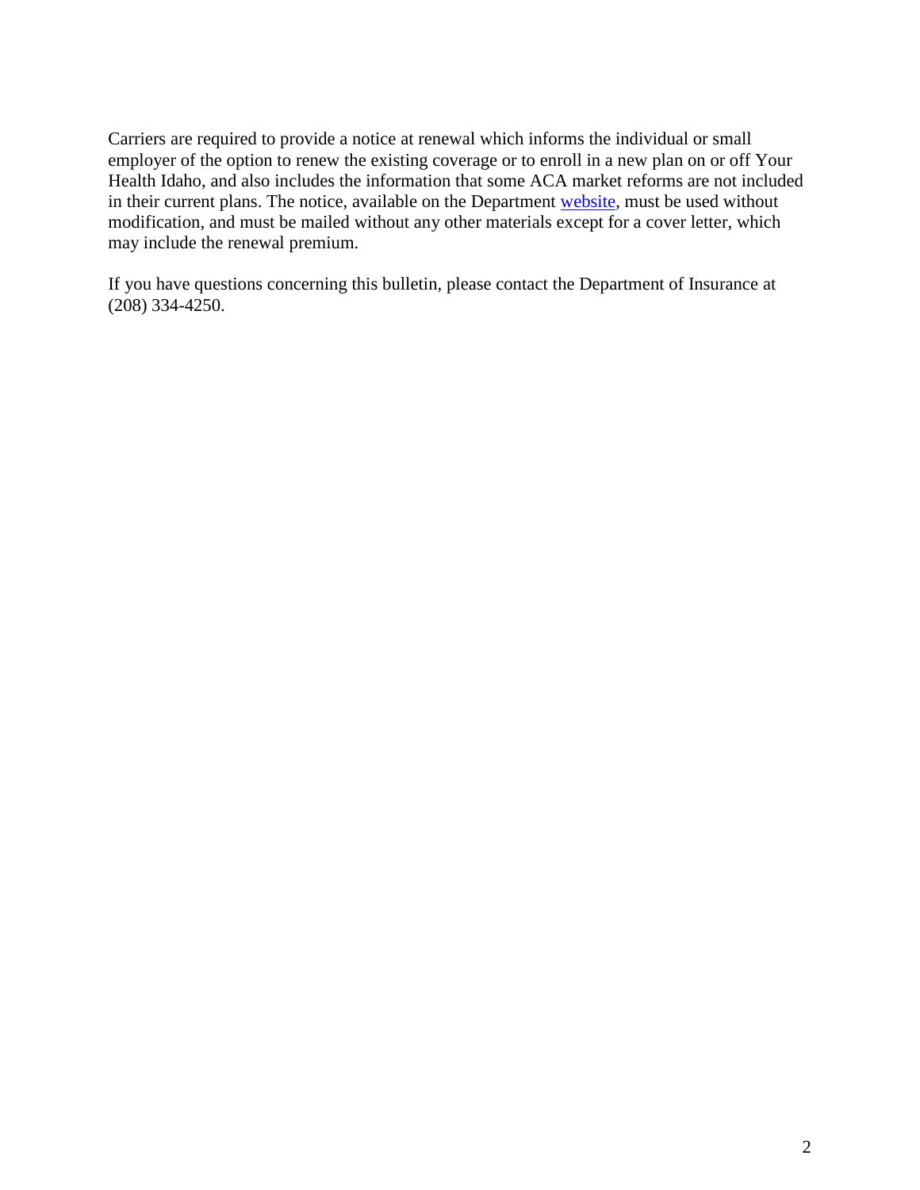Carriers are required to provide a notice at renewal which informs the individual or small employer of the option to renew the existing coverage or to enroll in a new plan on or off Your Health Idaho, and also includes the information that some ACA market reforms are not included in their current plans. The notice, available on the Department website, must be used without modification, and must be mailed without any other materials except for a cover letter, which may include the renewal premium.

If you have questions concerning this bulletin, please contact the Department of Insurance at (208) 334-4250.